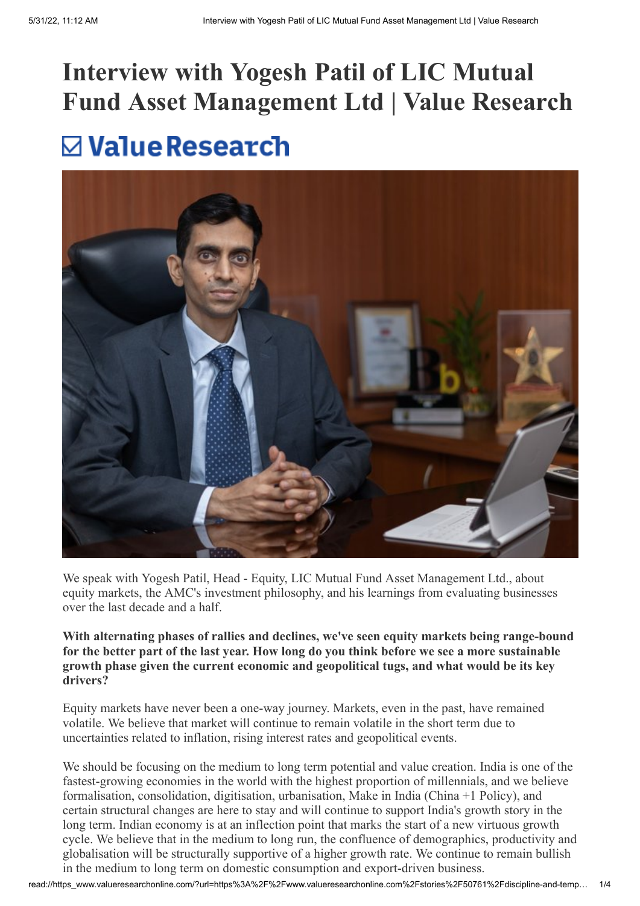# Interview with Yogesh Patil of LIC Mutual Fund Asset Management Ltd | Value Research

Value Research

We speak with Yogesh Patil, Head - Equity, LIC Mutual Fund Asset Management Ltd., about equity markets, the AMC's investment philosophy, and his learnings from evaluating businesses over the last decade and a half.

**With alternating phases of rallies and declines, we've seen equity markets being range-bound for the better part of the last year. How long do you think before we see a more sustainable growth phase given the current economic and geopolitical tugs, and what would be its key drivers?**

Equity markets have never been a one-way journey. Markets, even in the past, have remained volatile. We believe that market will continue to remain volatile in the short term due to uncertainties related to inflation, rising interest rates and geopolitical events.

We should be focusing on the medium to long term potential and value creation. India is one of the fastest-growing economies in the world with the highest proportion of millennials, and we believe formalisation, consolidation, digitisation, urbanisation, Make in India (China +1 Policy), and certain structural changes are here to stay and will continue to support India's growth story in the long term. Indian economy is at an inflection point that marks the start of a new virtuous growth cycle. We believe that in the medium to long run, the confluence of demographics, productivity and globalisation will be structurally supportive of a higher growth rate. We continue to remain bullish in the medium to long term on domestic consumption and export-driven business.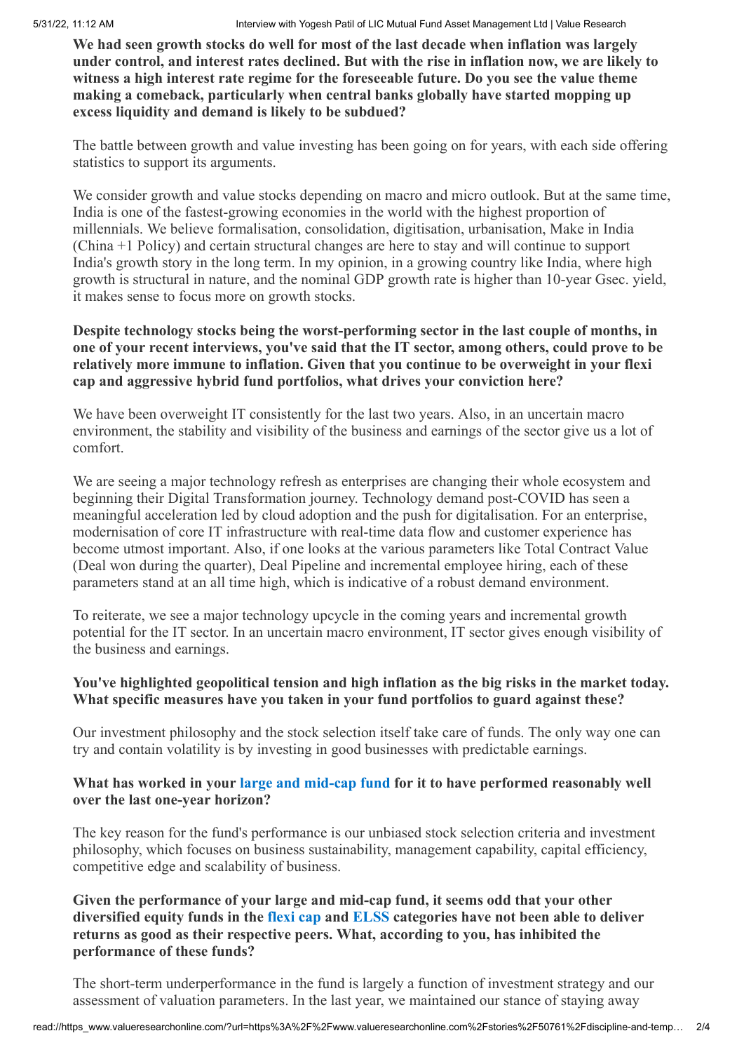**We had seen growth stocks do well for most of the last decade when inflation was largely under control, and interest rates declined. But with the rise in inflation now, we are likely to witness a high interest rate regime for the foreseeable future. Do you see the value theme making a comeback, particularly when central banks globally have started mopping up excess liquidity and demand is likely to be subdued?**

The battle between growth and value investing has been going on for years, with each side offering statistics to support its arguments.

We consider growth and value stocks depending on macro and micro outlook. But at the same time, India is one of the fastest-growing economies in the world with the highest proportion of millennials. We believe formalisation, consolidation, digitisation, urbanisation, Make in India (China +1 Policy) and certain structural changes are here to stay and will continue to support India's growth story in the long term. In my opinion, in a growing country like India, where high growth is structural in nature, and the nominal GDP growth rate is higher than 10-year Gsec. yield, it makes sense to focus more on growth stocks.

**Despite technology stocks being the worst-performing sector in the last couple of months, in one of your recent interviews, you've said that the IT sector, among others, could prove to be relatively more immune to inflation. Given that you continue to be overweight in your flexi cap and aggressive hybrid fund portfolios, what drives your conviction here?**

We have been overweight IT consistently for the last two years. Also, in an uncertain macro environment, the stability and visibility of the business and earnings of the sector give us a lot of comfort.

We are seeing a major technology refresh as enterprises are changing their whole ecosystem and beginning their Digital Transformation journey. Technology demand post-COVID has seen a meaningful acceleration led by cloud adoption and the push for digitalisation. For an enterprise, modernisation of core IT infrastructure with real-time data flow and customer experience has become utmost important. Also, if one looks at the various parameters like Total Contract Value (Deal won during the quarter), Deal Pipeline and incremental employee hiring, each of these parameters stand at an all time high, which is indicative of a robust demand environment.

To reiterate, we see a major technology upcycle in the coming years and incremental growth potential for the IT sector. In an uncertain macro environment, IT sector gives enough visibility of the business and earnings.

**You've highlighted geopolitical tension and high inflation as the big risks in the market today. What specific measures have you taken in your fund portfolios to guard against these?**

Our investment philosophy and the stock selection itself take care of funds. The only way one can try and contain volatility is by investing in good businesses with predictable earnings.

**What has worked in your large and mid-cap fund for it to have performed reasonably well over the last one-year horizon?**

The key reason for the fund's performance is our unbiased stock selection criteria and investment philosophy, which focuses on business sustainability, management capability, capital efficiency, competitive edge and scalability of business.

**Given the performance of your large and mid-cap fund, it seems odd that your other diversified equity funds in the flexi cap and ELSS categories have not been able to deliver returns as good as their respective peers. What, according to you, has inhibited the performance of these funds?**

The short-term underperformance in the fund is largely a function of investment strategy and our assessment of valuation parameters. In the last year, we maintained our stance of staying away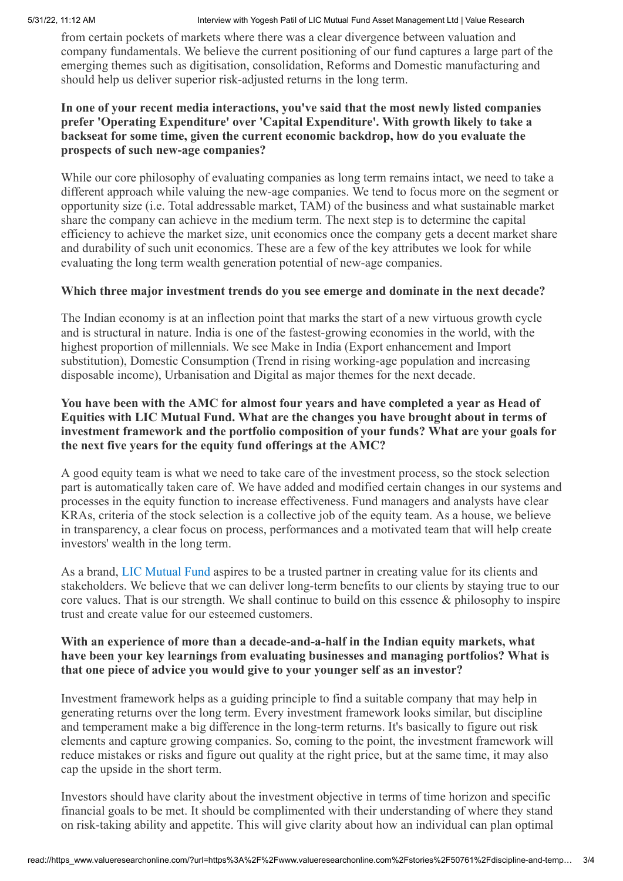from certain pockets of markets where there was a clear divergence between valuation and company fundamentals. We believe the current positioning of our fund captures a large part of the emerging themes such as digitisation, consolidation, Reforms and Domestic manufacturing and should help us deliver superior risk-adjusted returns in the long term.

**In one of your recent media interactions, you've said that the most newly listed companies prefer 'Operating Expenditure' over 'Capital Expenditure'. With growth likely to take a backseat for some time, given the current economic backdrop, how do you evaluate the prospects of such new-age companies?**

While our core philosophy of evaluating companies as long term remains intact, we need to take a different approach while valuing the new-age companies. We tend to focus more on the segment or opportunity size (i.e. Total addressable market, TAM) of the business and what sustainable market share the company can achieve in the medium term. The next step is to determine the capital efficiency to achieve the market size, unit economics once the company gets a decent market share and durability of such unit economics. These are a few of the key attributes we look for while evaluating the long term wealth generation potential of new-age companies.

**Which three major investment trends do you see emerge and dominate in the next decade?**

The Indian economy is at an inflection point that marks the start of a new virtuous growth cycle and is structural in nature. India is one of the fastest-growing economies in the world, with the highest proportion of millennials. We see Make in India (Export enhancement and Import substitution), Domestic Consumption (Trend in rising working-age population and increasing disposable income), Urbanisation and Digital as major themes for the next decade.

**You have been with the AMC for almost four years and have completed a year as Head of Equities with LIC Mutual Fund. What are the changes you have brought about in terms of investment framework and the portfolio composition of your funds? What are your goals for the next five years for the equity fund offerings at the AMC?**

A good equity team is what we need to take care of the investment process, so the stock selection part is automatically taken care of. We have added and modified certain changes in our systems and processes in the equity function to increase effectiveness. Fund managers and analysts have clear KRAs, criteria of the stock selection is a collective job of the equity team. As a house, we believe in transparency, a clear focus on process, performances and a motivated team that will help create investors' wealth in the long term.

As a brand, LIC Mutual Fund aspires to be a trusted partner in creating value for its clients and stakeholders. We believe that we can deliver long-term benefits to our clients by staying true to our core values. That is our strength. We shall continue to build on this essence & philosophy to inspire trust and create value for our esteemed customers.

**With an experience of more than a decade-and-a-half in the Indian equity markets, what have been your key learnings from evaluating businesses and managing portfolios? What is that one piece of advice you would give to your younger self as an investor?**

Investment framework helps as a guiding principle to find a suitable company that may help in generating returns over the long term. Every investment framework looks similar, but discipline and temperament make a big difference in the long-term returns. It's basically to figure out risk elements and capture growing companies. So, coming to the point, the investment framework will reduce mistakes or risks and figure out quality at the right price, but at the same time, it may also cap the upside in the short term.

Investors should have clarity about the investment objective in terms of time horizon and specific financial goals to be met. It should be complimented with their understanding of where they stand on risk-taking ability and appetite. This will give clarity about how an individual can plan optimal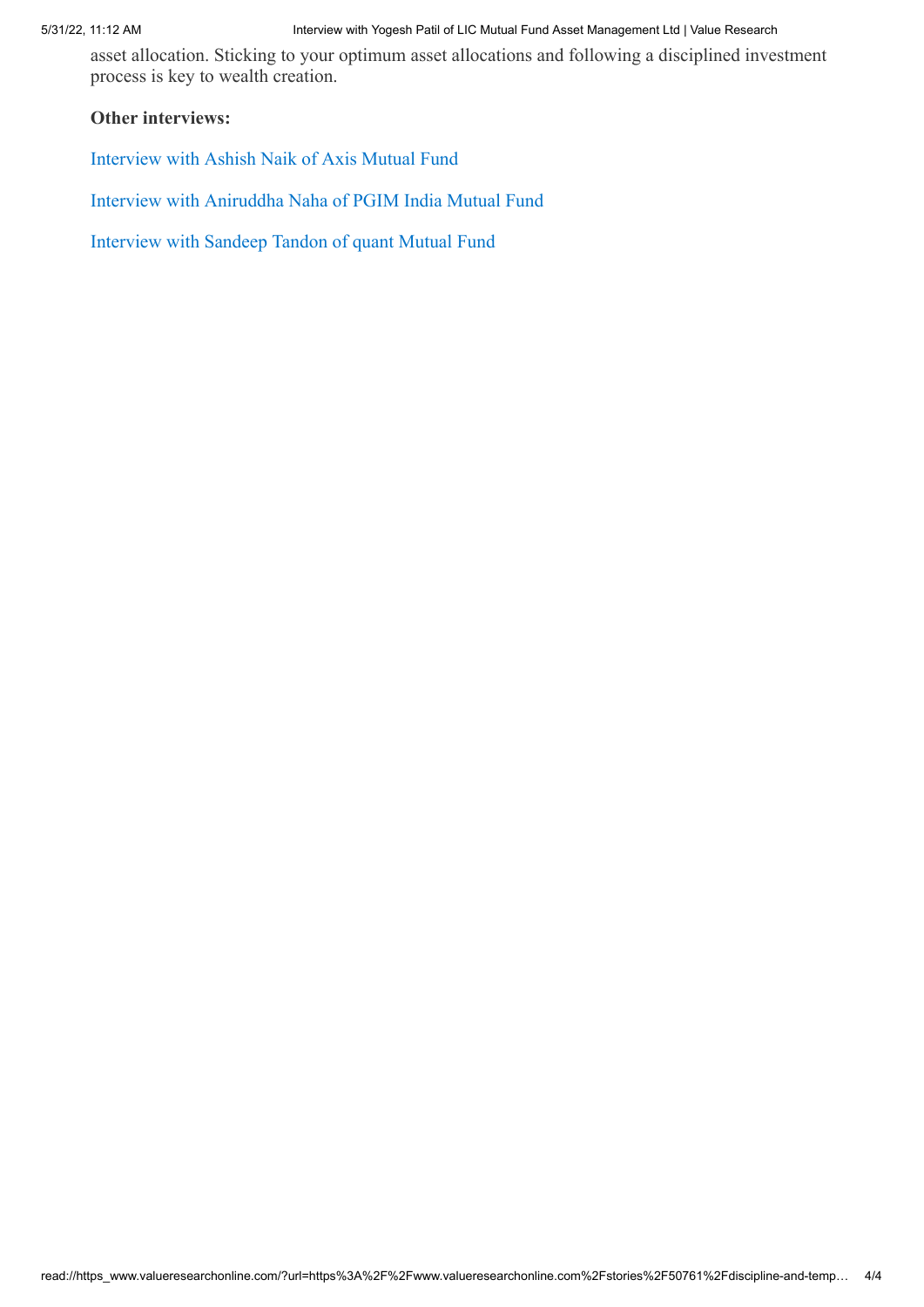asset allocation. Sticking to your optimum asset allocations and following a disciplined investment process is key to wealth creation.

**Other interviews:**

Interview with Ashish Naik of Axis Mutual Fund

Interview with Aniruddha Naha of PGIM India Mutual Fund

Interview with Sandeep Tandon of quant Mutual Fund